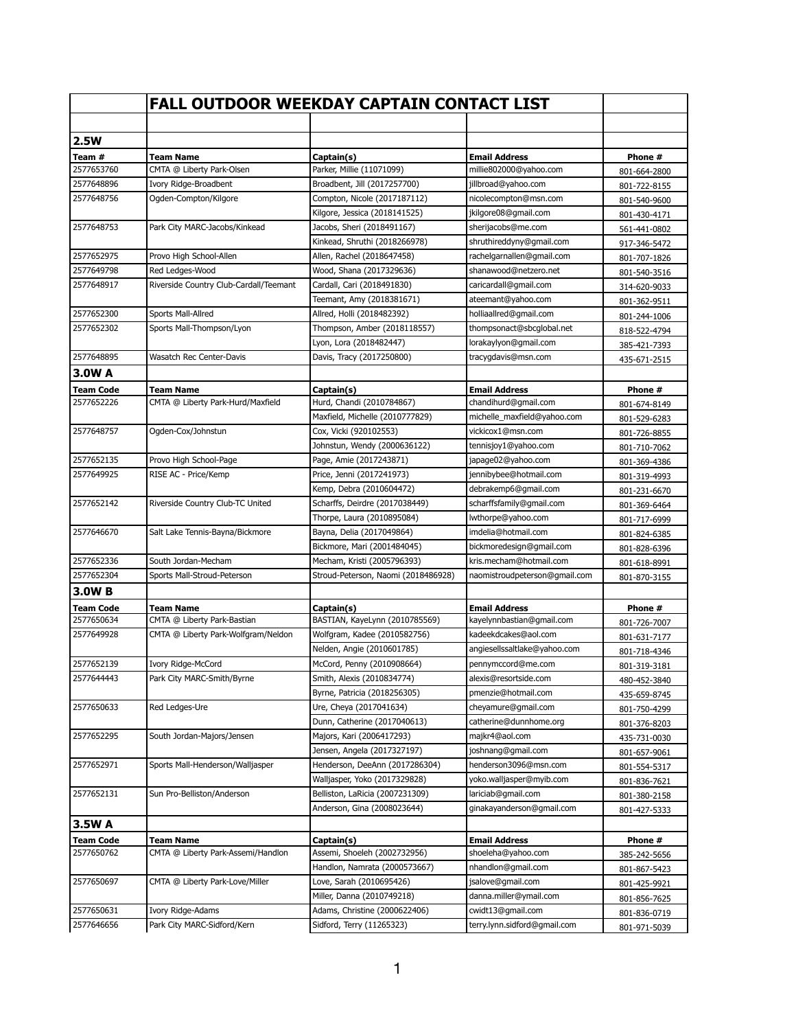# FALL OUTDOOR WEEKDAY CAPTAIN CONTACT LIST

## 2.5W

| Team # | Team Name | Captain(s) | Email Address | Phone # |
|---|---|---|---|---|
| 2577653760 | CMTA @ Liberty Park-Olsen | Parker, Millie (11071099) | millie802000@yahoo.com | 801-664-2800 |
| 2577648896 | Ivory Ridge-Broadbent | Broadbent, Jill (2017257700) | jillbroad@yahoo.com | 801-722-8155 |
| 2577648756 | Ogden-Compton/Kilgore | Compton, Nicole (2017187112) | nicolecompton@msn.com | 801-540-9600 |
| | | Kilgore, Jessica (2018141525) | jkilgore08@gmail.com | 801-430-4171 |
| 2577648753 | Park City MARC-Jacobs/Kinkead | Jacobs, Sheri (2018491167) | sherijacobs@me.com | 561-441-0802 |
| | | Kinkead, Shruthi (2018266978) | shruthireddyny@gmail.com | 917-346-5472 |
| 2577652975 | Provo High School-Allen | Allen, Rachel (2018647458) | rachelgarnallen@gmail.com | 801-707-1826 |
| 2577649798 | Red Ledges-Wood | Wood, Shana (2017329636) | shanawood@netzero.net | 801-540-3516 |
| 2577648917 | Riverside Country Club-Cardall/Teemant | Cardall, Cari (2018491830) | caricardall@gmail.com | 314-620-9033 |
| | | Teemant, Amy (2018381671) | ateemant@yahoo.com | 801-362-9511 |
| 2577652300 | Sports Mall-Allred | Allred, Holli (2018482392) | holliaallred@gmail.com | 801-244-1006 |
| 2577652302 | Sports Mall-Thompson/Lyon | Thompson, Amber (2018118557) | thompsonact@sbcglobal.net | 818-522-4794 |
| | | Lyon, Lora (2018482447) | lorakaylyon@gmail.com | 385-421-7393 |
| 2577648895 | Wasatch Rec Center-Davis | Davis, Tracy (2017250800) | tracygdavis@msn.com | 435-671-2515 |

## 3.0W A

| Team Code | Team Name | Captain(s) | Email Address | Phone # |
|---|---|---|---|---|
| 2577652226 | CMTA @ Liberty Park-Hurd/Maxfield | Hurd, Chandi (2010784867) | chandihurd@gmail.com | 801-674-8149 |
| | | Maxfield, Michelle (2010777829) | michelle_maxfield@yahoo.com | 801-529-6283 |
| 2577648757 | Ogden-Cox/Johnstun | Cox, Vicki (920102553) | vickicox1@msn.com | 801-726-8855 |
| | | Johnstun, Wendy (2000636122) | tennisjoy1@yahoo.com | 801-710-7062 |
| 2577652135 | Provo High School-Page | Page, Amie (2017243871) | japage02@yahoo.com | 801-369-4386 |
| 2577649925 | RISE AC - Price/Kemp | Price, Jenni (2017241973) | jennibybee@hotmail.com | 801-319-4993 |
| | | Kemp, Debra (2010604472) | debrakemp6@gmail.com | 801-231-6670 |
| 2577652142 | Riverside Country Club-TC United | Scharffs, Deirdre (2017038449) | scharffsfamily@gmail.com | 801-369-6464 |
| | | Thorpe, Laura (2010895084) | lwthorpe@yahoo.com | 801-717-6999 |
| 2577646670 | Salt Lake Tennis-Bayna/Bickmore | Bayna, Delia (2017049864) | imdelia@hotmail.com | 801-824-6385 |
| | | Bickmore, Mari (2001484045) | bickmoredesign@gmail.com | 801-828-6396 |
| 2577652336 | South Jordan-Mecham | Mecham, Kristi (2005796393) | kris.mecham@hotmail.com | 801-618-8991 |
| 2577652304 | Sports Mall-Stroud-Peterson | Stroud-Peterson, Naomi (2018486928) | naomistroudpeterson@gmail.com | 801-870-3155 |

## 3.0W B

| Team Code | Team Name | Captain(s) | Email Address | Phone # |
|---|---|---|---|---|
| 2577650634 | CMTA @ Liberty Park-Bastian | BASTIAN, KayeLynn (2010785569) | kayelynnbastian@gmail.com | 801-726-7007 |
| 2577649928 | CMTA @ Liberty Park-Wolfgram/Neldon | Wolfgram, Kadee (2010582756) | kadeekdcakes@aol.com | 801-631-7177 |
| | | Nelden, Angie (2010601785) | angiesellssaltlake@yahoo.com | 801-718-4346 |
| 2577652139 | Ivory Ridge-McCord | McCord, Penny (2010908664) | pennymccord@me.com | 801-319-3181 |
| 2577644443 | Park City MARC-Smith/Byrne | Smith, Alexis (2010834774) | alexis@resortside.com | 480-452-3840 |
| | | Byrne, Patricia (2018256305) | pmenzie@hotmail.com | 435-659-8745 |
| 2577650633 | Red Ledges-Ure | Ure, Cheya (2017041634) | cheyamure@gmail.com | 801-750-4299 |
| | | Dunn, Catherine (2017040613) | catherine@dunnhome.org | 801-376-8203 |
| 2577652295 | South Jordan-Majors/Jensen | Majors, Kari (2006417293) | majkr4@aol.com | 435-731-0030 |
| | | Jensen, Angela (2017327197) | joshnang@gmail.com | 801-657-9061 |
| 2577652971 | Sports Mall-Henderson/Walljasper | Henderson, DeeAnn (2017286304) | henderson3096@msn.com | 801-554-5317 |
| | | Walljasper, Yoko (2017329828) | yoko.walljasper@myib.com | 801-836-7621 |
| 2577652131 | Sun Pro-Belliston/Anderson | Belliston, LaRicia (2007231309) | lariciab@gmail.com | 801-380-2158 |
| | | Anderson, Gina (2008023644) | ginakayanderson@gmail.com | 801-427-5333 |

## 3.5W A

| Team Code | Team Name | Captain(s) | Email Address | Phone # |
|---|---|---|---|---|
| 2577650762 | CMTA @ Liberty Park-Assemi/Handlon | Assemi, Shoeleh (2002732956) | shoeleha@yahoo.com | 385-242-5656 |
| | | Handlon, Namrata (2000573667) | nhandlon@gmail.com | 801-867-5423 |
| 2577650697 | CMTA @ Liberty Park-Love/Miller | Love, Sarah (2010695426) | jsalove@gmail.com | 801-425-9921 |
| | | Miller, Danna (2010749218) | danna.miller@ymail.com | 801-856-7625 |
| 2577650631 | Ivory Ridge-Adams | Adams, Christine (2000622406) | cwidt13@gmail.com | 801-836-0719 |
| 2577646656 | Park City MARC-Sidford/Kern | Sidford, Terry (11265323) | terry.lynn.sidford@gmail.com | 801-971-5039 |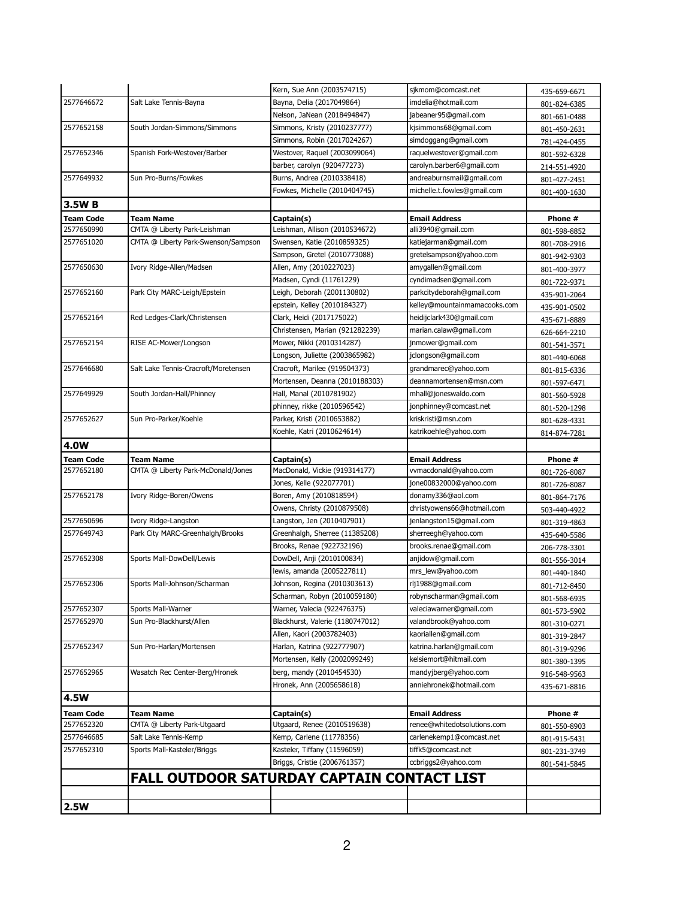| | | Kern, Sue Ann (2003574715) | sjkmom@comcast.net | 435-659-6671 |
|---|---|---|---|---|
| 2577646672 | Salt Lake Tennis-Bayna | Bayna, Delia (2017049864) | imdelia@hotmail.com | 801-824-6385 |
| | | Nelson, JaNean (2018494847) | jabeaner95@gmail.com | 801-661-0488 |
| 2577652158 | South Jordan-Simmons/Simmons | Simmons, Kristy (2010237777) | kjsimmons68@gmail.com | 801-450-2631 |
| | | Simmons, Robin (2017024267) | simdoggang@gmail.com | 781-424-0455 |
| 2577652346 | Spanish Fork-Westover/Barber | Westover, Raquel (2003099064) | raquelwestover@gmail.com | 801-592-6328 |
| | | barber, carolyn (920477273) | carolyn.barber6@gmail.com | 214-551-4920 |
| 2577649932 | Sun Pro-Burns/Fowkes | Burns, Andrea (2010338418) | andreaburnsmail@gmail.com | 801-427-2451 |
| | | Fowkes, Michelle (2010404745) | michelle.t.fowles@gmail.com | 801-400-1630 |
| **3.5W B** | | | | |
| **Team Code** | **Team Name** | **Captain(s)** | **Email Address** | **Phone #** |
| 2577650990 | CMTA @ Liberty Park-Leishman | Leishman, Allison (2010534672) | alli3940@gmail.com | 801-598-8852 |
| 2577651020 | CMTA @ Liberty Park-Swenson/Sampson | Swensen, Katie (2010859325) | katiejarman@gmail.com | 801-708-2916 |
| | | Sampson, Gretel (2010773088) | gretelsampson@yahoo.com | 801-942-9303 |
| 2577650630 | Ivory Ridge-Allen/Madsen | Allen, Amy (2010227023) | amygallen@gmail.com | 801-400-3977 |
| | | Madsen, Cyndi (11761229) | cyndimadsen@gmail.com | 801-722-9371 |
| 2577652160 | Park City MARC-Leigh/Epstein | Leigh, Deborah (2001130802) | parkcitydeborah@gmail.com | 435-901-2064 |
| | | epstein, Kelley (2010184327) | kelley@mountainmamacooks.com | 435-901-0502 |
| 2577652164 | Red Ledges-Clark/Christensen | Clark, Heidi (2017175022) | heidijclark430@gmail.com | 435-671-8889 |
| | | Christensen, Marian (921282239) | marian.calaw@gmail.com | 626-664-2210 |
| 2577652154 | RISE AC-Mower/Longson | Mower, Nikki (2010314287) | jnmower@gmail.com | 801-541-3571 |
| | | Longson, Juliette (2003865982) | jclongson@gmail.com | 801-440-6068 |
| 2577646680 | Salt Lake Tennis-Cracroft/Moretensen | Cracroft, Marilee (919504373) | grandmarec@yahoo.com | 801-815-6336 |
| | | Mortensen, Deanna (2010188303) | deannamortensen@msn.com | 801-597-6471 |
| 2577649929 | South Jordan-Hall/Phinney | Hall, Manal (2010781902) | mhall@joneswaldo.com | 801-560-5928 |
| | | phinney, rikke (2010596542) | jonphinney@comcast.net | 801-520-1298 |
| 2577652627 | Sun Pro-Parker/Koehle | Parker, Kristi (2010653882) | kriskristi@msn.com | 801-628-4331 |
| | | Koehle, Katri (2010624614) | katrikoehle@yahoo.com | 814-874-7281 |
| **4.0W** | | | | |
| **Team Code** | **Team Name** | **Captain(s)** | **Email Address** | **Phone #** |
| 2577652180 | CMTA @ Liberty Park-McDonald/Jones | MacDonald, Vickie (919314177) | vvmacdonald@yahoo.com | 801-726-8087 |
| | | Jones, Kelle (922077701) | jone00832000@yahoo.com | 801-726-8087 |
| 2577652178 | Ivory Ridge-Boren/Owens | Boren, Amy (2010818594) | donamy336@aol.com | 801-864-7176 |
| | | Owens, Christy (2010879508) | christyowens66@hotmail.com | 503-440-4922 |
| 2577650696 | Ivory Ridge-Langston | Langston, Jen (2010407901) | jenlangston15@gmail.com | 801-319-4863 |
| 2577649743 | Park City MARC-Greenhalgh/Brooks | Greenhalgh, Sherree (11385208) | sherreegh@yahoo.com | 435-640-5586 |
| | | Brooks, Renae (922732196) | brooks.renae@gmail.com | 206-778-3301 |
| 2577652308 | Sports Mall-DowDell/Lewis | DowDell, Anji (2010100834) | anjidow@gmail.com | 801-556-3014 |
| | | lewis, amanda (2005227811) | mrs_lew@yahoo.com | 801-440-1840 |
| 2577652306 | Sports Mall-Johnson/Scharman | Johnson, Regina (2010303613) | rlj1988@gmail.com | 801-712-8450 |
| | | Scharman, Robyn (2010059180) | robynscharman@gmail.com | 801-568-6935 |
| 2577652307 | Sports Mall-Warner | Warner, Valecia (922476375) | valeciawarner@gmail.com | 801-573-5902 |
| 2577652970 | Sun Pro-Blackhurst/Allen | Blackhurst, Valerie (1180747012) | valandbrook@yahoo.com | 801-310-0271 |
| | | Allen, Kaori (2003782403) | kaoriallen@gmail.com | 801-319-2847 |
| 2577652347 | Sun Pro-Harlan/Mortensen | Harlan, Katrina (922777907) | katrina.harlan@gmail.com | 801-319-9296 |
| | | Mortensen, Kelly (2002099249) | kelsiemort@hitmail.com | 801-380-1395 |
| 2577652965 | Wasatch Rec Center-Berg/Hronek | berg, mandy (2010454530) | mandyjberg@yahoo.com | 916-548-9563 |
| | | Hronek, Ann (2005658618) | anniehronek@hotmail.com | 435-671-8816 |
| **4.5W** | | | | |
| **Team Code** | **Team Name** | **Captain(s)** | **Email Address** | **Phone #** |
| 2577652320 | CMTA @ Liberty Park-Utgaard | Utgaard, Renee (2010519638) | renee@whitedotsolutions.com | 801-550-8903 |
| 2577646685 | Salt Lake Tennis-Kemp | Kemp, Carlene (11778356) | carlenekemp1@comcast.net | 801-915-5431 |
| 2577652310 | Sports Mall-Kasteler/Briggs | Kasteler, Tiffany (11596059) | tiffk5@comcast.net | 801-231-3749 |
| | | Briggs, Cristie (2006761357) | ccbriggs2@yahoo.com | 801-541-5845 |
| | **FALL OUTDOOR SATURDAY CAPTAIN CONTACT LIST** | | | |
| | | | | |
| **2.5W** | | | | |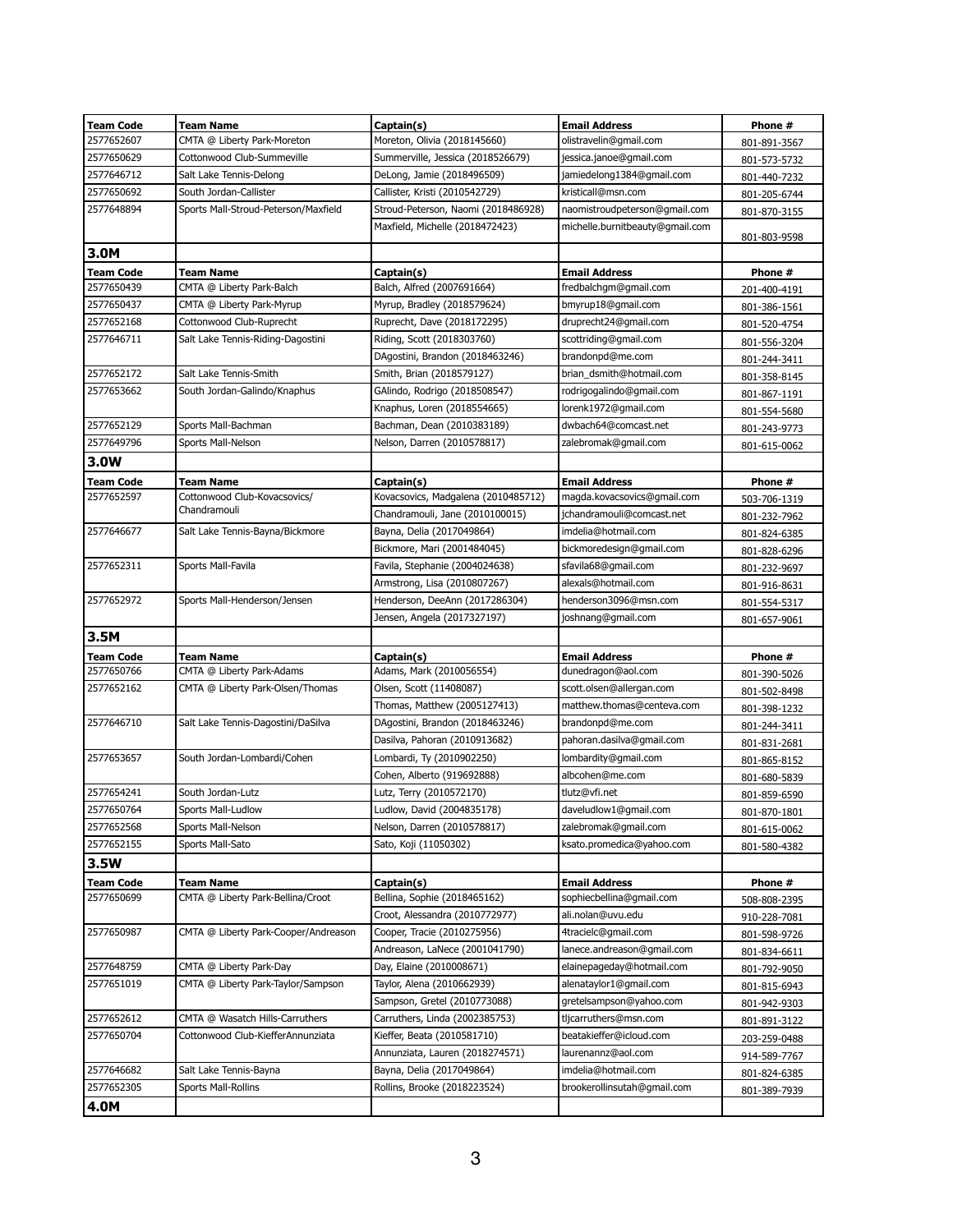| Team Code | Team Name | Captain(s) | Email Address | Phone # |
|---|---|---|---|---|
| 2577652607 | CMTA @ Liberty Park-Moreton | Moreton, Olivia (2018145660) | olistravelin@gmail.com | 801-891-3567 |
| 2577650629 | Cottonwood Club-Summeville | Summerville, Jessica (2018526679) | jessica.janoe@gmail.com | 801-573-5732 |
| 2577646712 | Salt Lake Tennis-Delong | DeLong, Jamie (2018496509) | jamiedelong1384@gmail.com | 801-440-7232 |
| 2577650692 | South Jordan-Callister | Callister, Kristi (2010542729) | kristicall@msn.com | 801-205-6744 |
| 2577648894 | Sports Mall-Stroud-Peterson/Maxfield | Stroud-Peterson, Naomi (2018486928) | naomistroudpeterson@gmail.com | 801-870-3155 |
| | | Maxfield, Michelle (2018472423) | michelle.burnitbeauty@gmail.com | 801-803-9598 |

## 3.0M

| Team Code | Team Name | Captain(s) | Email Address | Phone # |
|---|---|---|---|---|
| 2577650439 | CMTA @ Liberty Park-Balch | Balch, Alfred (2007691664) | fredbalchgm@gmail.com | 201-400-4191 |
| 2577650437 | CMTA @ Liberty Park-Myrup | Myrup, Bradley (2018579624) | bmyrup18@gmail.com | 801-386-1561 |
| 2577652168 | Cottonwood Club-Ruprecht | Ruprecht, Dave (2018172295) | druprecht24@gmail.com | 801-520-4754 |
| 2577646711 | Salt Lake Tennis-Riding-Dagostini | Riding, Scott (2018303760) | scottriding@gmail.com | 801-556-3204 |
| | | DAgostini, Brandon (2018463246) | brandonpd@me.com | 801-244-3411 |
| 2577652172 | Salt Lake Tennis-Smith | Smith, Brian (2018579127) | brian_dsmith@hotmail.com | 801-358-8145 |
| 2577653662 | South Jordan-Galindo/Knaphus | GAlindo, Rodrigo (2018508547) | rodrigogalindo@gmail.com | 801-867-1191 |
| | | Knaphus, Loren (2018554665) | lorenk1972@gmail.com | 801-554-5680 |
| 2577652129 | Sports Mall-Bachman | Bachman, Dean (2010383189) | dwbach64@comcast.net | 801-243-9773 |
| 2577649796 | Sports Mall-Nelson | Nelson, Darren (2010578817) | zalebromak@gmail.com | 801-615-0062 |

## 3.0W

| Team Code | Team Name | Captain(s) | Email Address | Phone # |
|---|---|---|---|---|
| 2577652597 | Cottonwood Club-Kovacsovics/ Chandramouli | Kovacsovics, Madgalena (2010485712) | magda.kovacsovics@gmail.com | 503-706-1319 |
| | | Chandramouli, Jane (2010100015) | jchandramouli@comcast.net | 801-232-7962 |
| 2577646677 | Salt Lake Tennis-Bayna/Bickmore | Bayna, Delia (2017049864) | imdelia@hotmail.com | 801-824-6385 |
| | | Bickmore, Mari (2001484045) | bickmoredesign@gmail.com | 801-828-6296 |
| 2577652311 | Sports Mall-Favila | Favila, Stephanie (2004024638) | sfavila68@gmail.com | 801-232-9697 |
| | | Armstrong, Lisa (2010807267) | alexals@hotmail.com | 801-916-8631 |
| 2577652972 | Sports Mall-Henderson/Jensen | Henderson, DeeAnn (2017286304) | henderson3096@msn.com | 801-554-5317 |
| | | Jensen, Angela (2017327197) | joshnang@gmail.com | 801-657-9061 |

## 3.5M

| Team Code | Team Name | Captain(s) | Email Address | Phone # |
|---|---|---|---|---|
| 2577650766 | CMTA @ Liberty Park-Adams | Adams, Mark (2010056554) | dunedragon@aol.com | 801-390-5026 |
| 2577652162 | CMTA @ Liberty Park-Olsen/Thomas | Olsen, Scott (11408087) | scott.olsen@allergan.com | 801-502-8498 |
| | | Thomas, Matthew (2005127413) | matthew.thomas@centeva.com | 801-398-1232 |
| 2577646710 | Salt Lake Tennis-Dagostini/DaSilva | DAgostini, Brandon (2018463246) | brandonpd@me.com | 801-244-3411 |
| | | Dasilva, Pahoran (2010913682) | pahoran.dasilva@gmail.com | 801-831-2681 |
| 2577653657 | South Jordan-Lombardi/Cohen | Lombardi, Ty (2010902250) | lombardity@gmail.com | 801-865-8152 |
| | | Cohen, Alberto (919692888) | albcohen@me.com | 801-680-5839 |
| 2577654241 | South Jordan-Lutz | Lutz, Terry (2010572170) | tlutz@vfi.net | 801-859-6590 |
| 2577650764 | Sports Mall-Ludlow | Ludlow, David (2004835178) | daveludlow1@gmail.com | 801-870-1801 |
| 2577652568 | Sports Mall-Nelson | Nelson, Darren (2010578817) | zalebromak@gmail.com | 801-615-0062 |
| 2577652155 | Sports Mall-Sato | Sato, Koji (11050302) | ksato.promedica@yahoo.com | 801-580-4382 |

## 3.5W

| Team Code | Team Name | Captain(s) | Email Address | Phone # |
|---|---|---|---|---|
| 2577650699 | CMTA @ Liberty Park-Bellina/Croot | Bellina, Sophie (2018465162) | sophiecbellina@gmail.com | 508-808-2395 |
| | | Croot, Alessandra (2010772977) | ali.nolan@uvu.edu | 910-228-7081 |
| 2577650987 | CMTA @ Liberty Park-Cooper/Andreason | Cooper, Tracie (2010275956) | 4tracielc@gmail.com | 801-598-9726 |
| | | Andreason, LaNece (2001041790) | lanece.andreason@gmail.com | 801-834-6611 |
| 2577648759 | CMTA @ Liberty Park-Day | Day, Elaine (2010008671) | elainepageday@hotmail.com | 801-792-9050 |
| 2577651019 | CMTA @ Liberty Park-Taylor/Sampson | Taylor, Alena (2010662939) | alenataylor1@gmail.com | 801-815-6943 |
| | | Sampson, Gretel (2010773088) | gretelsampson@yahoo.com | 801-942-9303 |
| 2577652612 | CMTA @ Wasatch Hills-Carruthers | Carruthers, Linda (2002385753) | tljcarruthers@msn.com | 801-891-3122 |
| 2577650704 | Cottonwood Club-KiefferAnnunziata | Kieffer, Beata (2010581710) | beatakieffer@icloud.com | 203-259-0488 |
| | | Annunziata, Lauren (2018274571) | laurenannz@aol.com | 914-589-7767 |
| 2577646682 | Salt Lake Tennis-Bayna | Bayna, Delia (2017049864) | imdelia@hotmail.com | 801-824-6385 |
| 2577652305 | Sports Mall-Rollins | Rollins, Brooke (2018223524) | brookerollinsutah@gmail.com | 801-389-7939 |

## 4.0M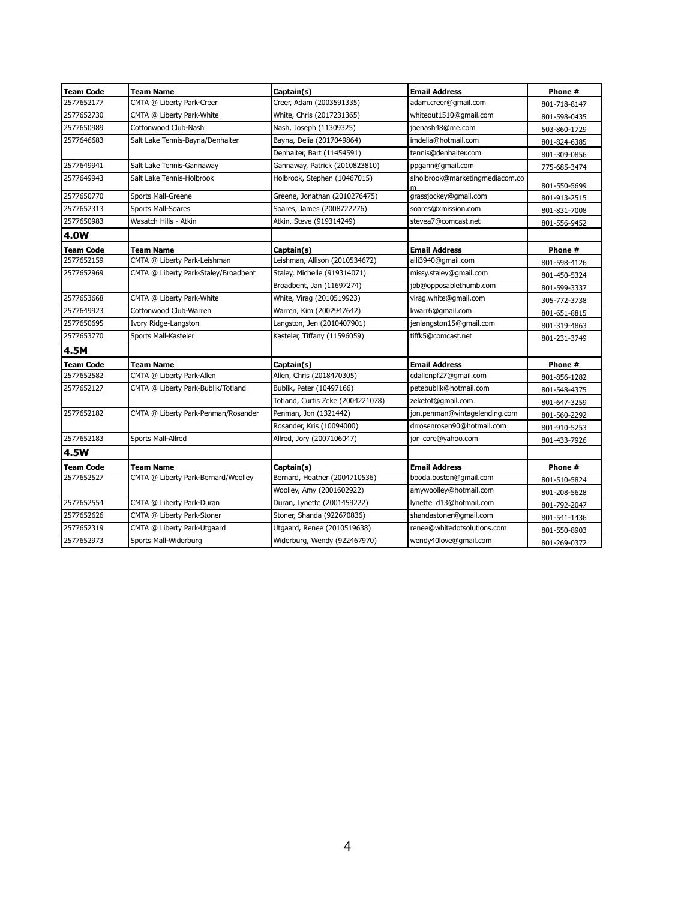| Team Code | Team Name | Captain(s) | Email Address | Phone # |
|---|---|---|---|---|
| 2577652177 | CMTA @ Liberty Park-Creer | Creer, Adam (2003591335) | adam.creer@gmail.com | 801-718-8147 |
| 2577652730 | CMTA @ Liberty Park-White | White, Chris (2017231365) | whiteout1510@gmail.com | 801-598-0435 |
| 2577650989 | Cottonwood Club-Nash | Nash, Joseph (11309325) | joenash48@me.com | 503-860-1729 |
| 2577646683 | Salt Lake Tennis-Bayna/Denhalter | Bayna, Delia (2017049864) | imdelia@hotmail.com | 801-824-6385 |
| | | Denhalter, Bart (11454591) | tennis@denhalter.com | 801-309-0856 |
| 2577649941 | Salt Lake Tennis-Gannaway | Gannaway, Patrick (2010823810) | ppgann@gmail.com | 775-685-3474 |
| 2577649943 | Salt Lake Tennis-Holbrook | Holbrook, Stephen (10467015) | slholbrook@marketingmediacom.com | 801-550-5699 |
| 2577650770 | Sports Mall-Greene | Greene, Jonathan (2010276475) | grassjockey@gmail.com | 801-913-2515 |
| 2577652313 | Sports Mall-Soares | Soares, James (2008722276) | soares@xmission.com | 801-831-7008 |
| 2577650983 | Wasatch Hills - Atkin | Atkin, Steve (919314249) | stevea7@comcast.net | 801-556-9452 |

## 4.0W

| Team Code | Team Name | Captain(s) | Email Address | Phone # |
|---|---|---|---|---|
| 2577652159 | CMTA @ Liberty Park-Leishman | Leishman, Allison (2010534672) | alli3940@gmail.com | 801-598-4126 |
| 2577652969 | CMTA @ Liberty Park-Staley/Broadbent | Staley, Michelle (919314071) | missy.staley@gmail.com | 801-450-5324 |
| | | Broadbent, Jan (11697274) | jbb@opposablethumb.com | 801-599-3337 |
| 2577653668 | CMTA @ Liberty Park-White | White, Virag (2010519923) | virag.white@gmail.com | 305-772-3738 |
| 2577649923 | Cottonwood Club-Warren | Warren, Kim (2002947642) | kwarr6@gmail.com | 801-651-8815 |
| 2577650695 | Ivory Ridge-Langston | Langston, Jen (2010407901) | jenlangston15@gmail.com | 801-319-4863 |
| 2577653770 | Sports Mall-Kasteler | Kasteler, Tiffany (11596059) | tiffk5@comcast.net | 801-231-3749 |

## 4.5M

| Team Code | Team Name | Captain(s) | Email Address | Phone # |
|---|---|---|---|---|
| 2577652582 | CMTA @ Liberty Park-Allen | Allen, Chris (2018470305) | cdallenpf27@gmail.com | 801-856-1282 |
| 2577652127 | CMTA @ Liberty Park-Bublik/Totland | Bublik, Peter (10497166) | petebublik@hotmail.com | 801-548-4375 |
| | | Totland, Curtis Zeke (2004221078) | zeketot@gmail.com | 801-647-3259 |
| 2577652182 | CMTA @ Liberty Park-Penman/Rosander | Penman, Jon (1321442) | jon.penman@vintagelending.com | 801-560-2292 |
| | | Rosander, Kris (10094000) | drrosenrosen90@hotmail.com | 801-910-5253 |
| 2577652183 | Sports Mall-Allred | Allred, Jory (2007106047) | jor_core@yahoo.com | 801-433-7926 |

## 4.5W

| Team Code | Team Name | Captain(s) | Email Address | Phone # |
|---|---|---|---|---|
| 2577652527 | CMTA @ Liberty Park-Bernard/Woolley | Bernard, Heather (2004710536) | booda.boston@gmail.com | 801-510-5824 |
| | | Woolley, Amy (2001602922) | amywoolley@hotmail.com | 801-208-5628 |
| 2577652554 | CMTA @ Liberty Park-Duran | Duran, Lynette (2001459222) | lynette_d13@hotmail.com | 801-792-2047 |
| 2577652626 | CMTA @ Liberty Park-Stoner | Stoner, Shanda (922670836) | shandastoner@gmail.com | 801-541-1436 |
| 2577652319 | CMTA @ Liberty Park-Utgaard | Utgaard, Renee (2010519638) | renee@whitedotsolutions.com | 801-550-8903 |
| 2577652973 | Sports Mall-Widerburg | Widerburg, Wendy (922467970) | wendy40love@gmail.com | 801-269-0372 |